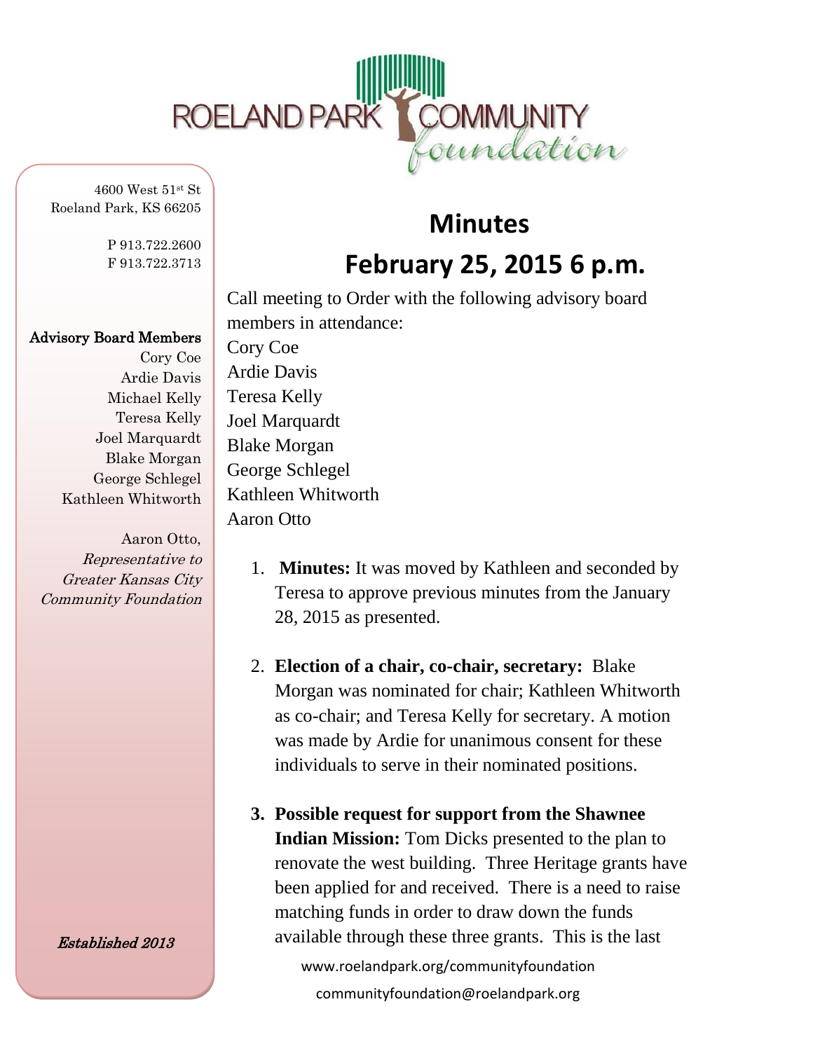ROELAND PARK COMMUNITY foundation

4600 West 51st St
Roeland Park, KS 66205

P 913.722.2600
F 913.722.3713

**Advisory Board Members**
Cory Coe
Ardie Davis
Michael Kelly
Teresa Kelly
Joel Marquardt
Blake Morgan
George Schlegel
Kathleen Whitworth

Aaron Otto,
*Representative to Greater Kansas City Community Foundation*

*Established 2013*

# Minutes

# February 25, 2015 6 p.m.

Call meeting to Order with the following advisory board members in attendance:
Cory Coe
Ardie Davis
Teresa Kelly
Joel Marquardt
Blake Morgan
George Schlegel
Kathleen Whitworth
Aaron Otto

1. **Minutes:** It was moved by Kathleen and seconded by Teresa to approve previous minutes from the January 28, 2015 as presented.

2. **Election of a chair, co-chair, secretary:** Blake Morgan was nominated for chair; Kathleen Whitworth as co-chair; and Teresa Kelly for secretary. A motion was made by Ardie for unanimous consent for these individuals to serve in their nominated positions.

3. **Possible request for support from the Shawnee Indian Mission:** Tom Dicks presented to the plan to renovate the west building. Three Heritage grants have been applied for and received. There is a need to raise matching funds in order to draw down the funds available through these three grants. This is the last

www.roelandpark.org/communityfoundation
communityfoundation@roelandpark.org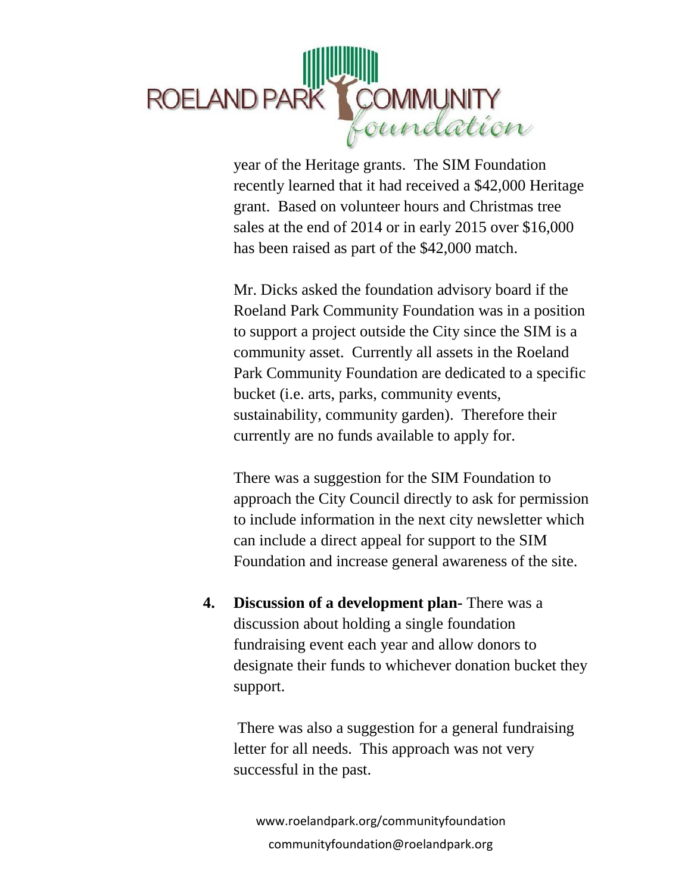year of the Heritage grants. The SIM Foundation recently learned that it had received a $42,000 Heritage grant. Based on volunteer hours and Christmas tree sales at the end of 2014 or in early 2015 over $16,000 has been raised as part of the $42,000 match.

Mr. Dicks asked the foundation advisory board if the Roeland Park Community Foundation was in a position to support a project outside the City since the SIM is a community asset. Currently all assets in the Roeland Park Community Foundation are dedicated to a specific bucket (i.e. arts, parks, community events, sustainability, community garden). Therefore their currently are no funds available to apply for.

There was a suggestion for the SIM Foundation to approach the City Council directly to ask for permission to include information in the next city newsletter which can include a direct appeal for support to the SIM Foundation and increase general awareness of the site.

4. **Discussion of a development plan-** There was a discussion about holding a single foundation fundraising event each year and allow donors to designate their funds to whichever donation bucket they support.

   There was also a suggestion for a general fundraising letter for all needs. This approach was not very successful in the past.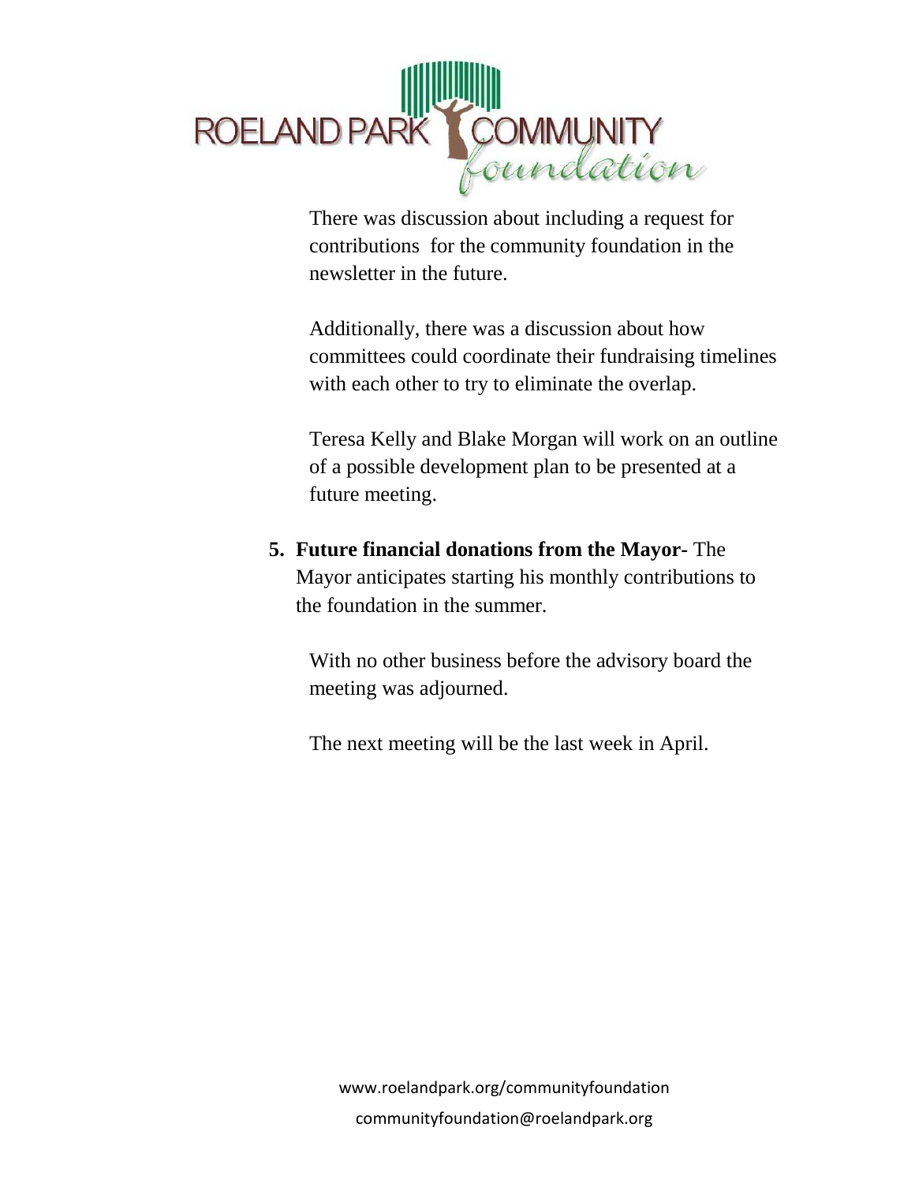There was discussion about including a request for contributions for the community foundation in the newsletter in the future.

Additionally, there was a discussion about how committees could coordinate their fundraising timelines with each other to try to eliminate the overlap.

Teresa Kelly and Blake Morgan will work on an outline of a possible development plan to be presented at a future meeting.

5. **Future financial donations from the Mayor-** The Mayor anticipates starting his monthly contributions to the foundation in the summer.

With no other business before the advisory board the meeting was adjourned.

The next meeting will be the last week in April.